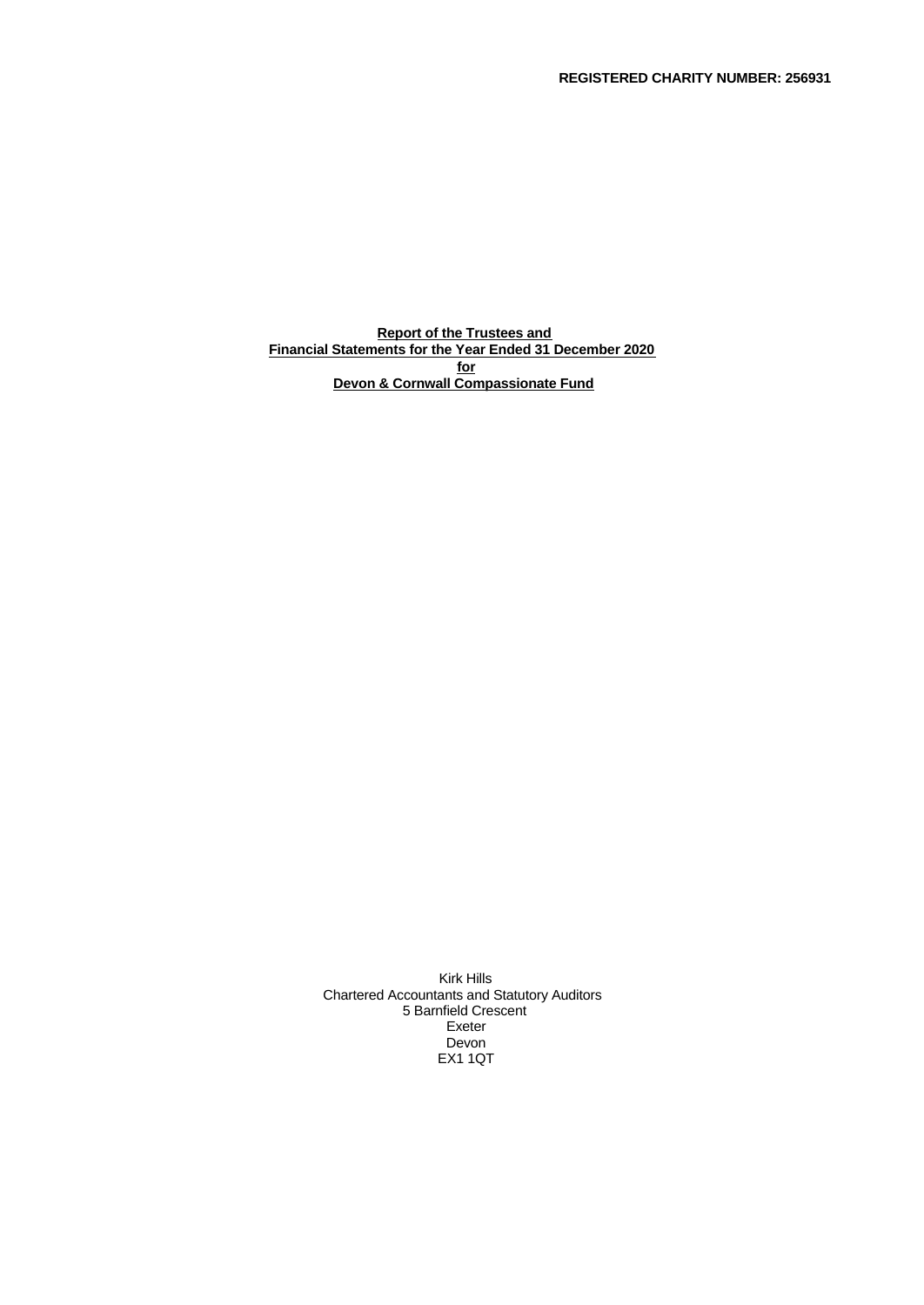**REGISTERED CHARITY NUMBER: 256931**

**Report of the Trustees and**
**Financial Statements for the Year Ended 31 December 2020**
**for**
**Devon & Cornwall Compassionate Fund**

Kirk Hills
Chartered Accountants and Statutory Auditors
5 Barnfield Crescent
Exeter
Devon
EX1 1QT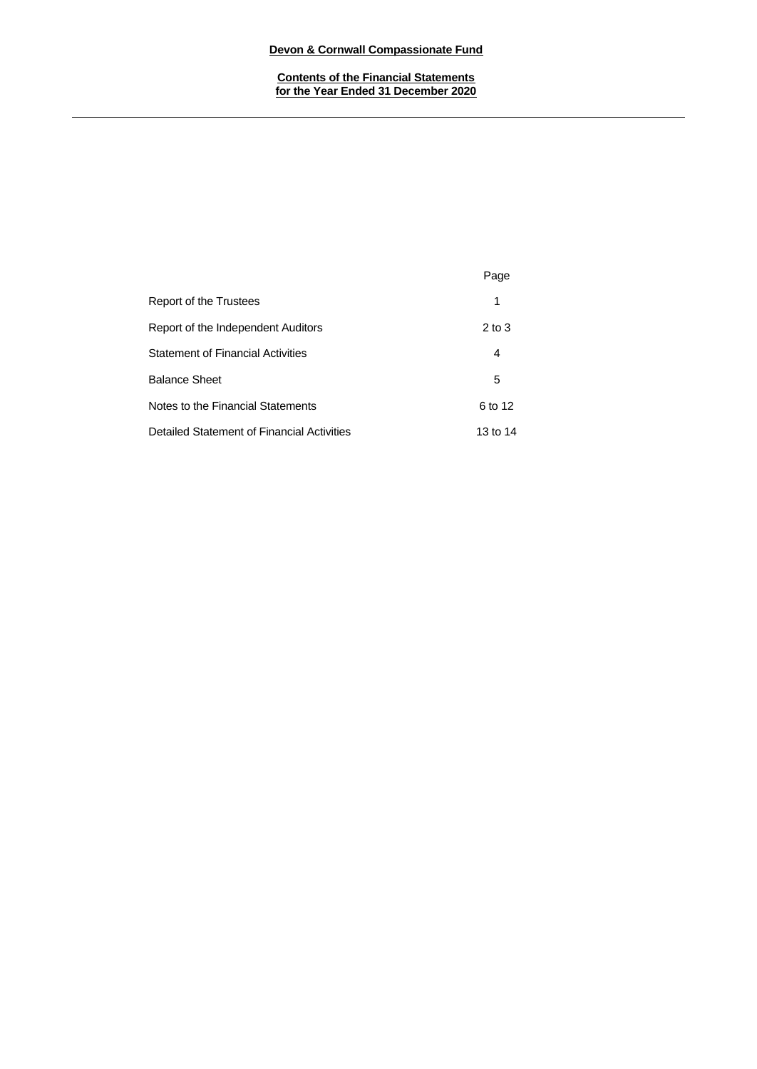**Devon & Cornwall Compassionate Fund**

**Contents of the Financial Statements for the Year Ended 31 December 2020**

| | Page |
|---|---|
| Report of the Trustees | 1 |
| Report of the Independent Auditors | 2 to 3 |
| Statement of Financial Activities | 4 |
| Balance Sheet | 5 |
| Notes to the Financial Statements | 6 to 12 |
| Detailed Statement of Financial Activities | 13 to 14 |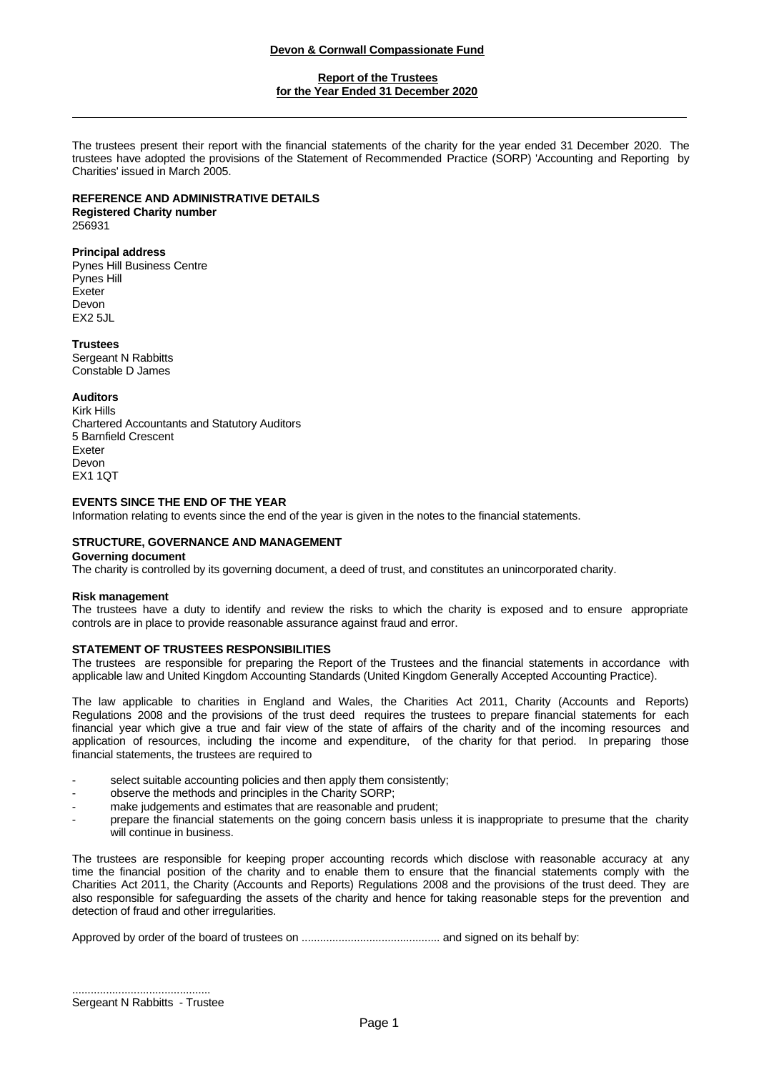**Devon & Cornwall Compassionate Fund**

**Report of the Trustees**
**for the Year Ended 31 December 2020**

The trustees present their report with the financial statements of the charity for the year ended 31 December 2020. The trustees have adopted the provisions of the Statement of Recommended Practice (SORP) 'Accounting and Reporting by Charities' issued in March 2005.

## REFERENCE AND ADMINISTRATIVE DETAILS

**Registered Charity number**
256931

**Principal address**
Pynes Hill Business Centre
Pynes Hill
Exeter
Devon
EX2 5JL

**Trustees**
Sergeant N Rabbitts
Constable D James

**Auditors**
Kirk Hills
Chartered Accountants and Statutory Auditors
5 Barnfield Crescent
Exeter
Devon
EX1 1QT

## EVENTS SINCE THE END OF THE YEAR

Information relating to events since the end of the year is given in the notes to the financial statements.

## STRUCTURE, GOVERNANCE AND MANAGEMENT

**Governing document**
The charity is controlled by its governing document, a deed of trust, and constitutes an unincorporated charity.

**Risk management**
The trustees have a duty to identify and review the risks to which the charity is exposed and to ensure appropriate controls are in place to provide reasonable assurance against fraud and error.

## STATEMENT OF TRUSTEES RESPONSIBILITIES

The trustees are responsible for preparing the Report of the Trustees and the financial statements in accordance with applicable law and United Kingdom Accounting Standards (United Kingdom Generally Accepted Accounting Practice).

The law applicable to charities in England and Wales, the Charities Act 2011, Charity (Accounts and Reports) Regulations 2008 and the provisions of the trust deed requires the trustees to prepare financial statements for each financial year which give a true and fair view of the state of affairs of the charity and of the incoming resources and application of resources, including the income and expenditure, of the charity for that period. In preparing those financial statements, the trustees are required to

- select suitable accounting policies and then apply them consistently;
- observe the methods and principles in the Charity SORP;
- make judgements and estimates that are reasonable and prudent;
- prepare the financial statements on the going concern basis unless it is inappropriate to presume that the charity will continue in business.

The trustees are responsible for keeping proper accounting records which disclose with reasonable accuracy at any time the financial position of the charity and to enable them to ensure that the financial statements comply with the Charities Act 2011, the Charity (Accounts and Reports) Regulations 2008 and the provisions of the trust deed. They are also responsible for safeguarding the assets of the charity and hence for taking reasonable steps for the prevention and detection of fraud and other irregularities.

Approved by order of the board of trustees on ............................................ and signed on its behalf by:

............................................
Sergeant N Rabbitts - Trustee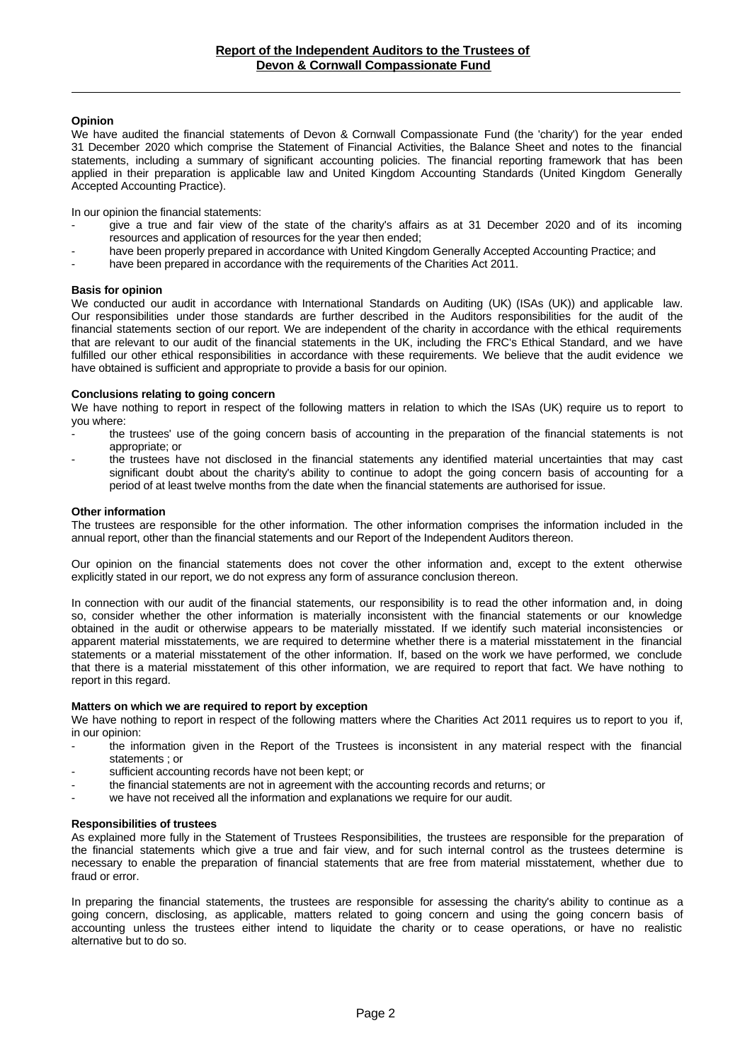## Report of the Independent Auditors to the Trustees of Devon & Cornwall Compassionate Fund

**Opinion**

We have audited the financial statements of Devon & Cornwall Compassionate Fund (the 'charity') for the year ended 31 December 2020 which comprise the Statement of Financial Activities, the Balance Sheet and notes to the financial statements, including a summary of significant accounting policies. The financial reporting framework that has been applied in their preparation is applicable law and United Kingdom Accounting Standards (United Kingdom Generally Accepted Accounting Practice).

In our opinion the financial statements:

- give a true and fair view of the state of the charity's affairs as at 31 December 2020 and of its incoming resources and application of resources for the year then ended;
- have been properly prepared in accordance with United Kingdom Generally Accepted Accounting Practice; and
- have been prepared in accordance with the requirements of the Charities Act 2011.

**Basis for opinion**

We conducted our audit in accordance with International Standards on Auditing (UK) (ISAs (UK)) and applicable law. Our responsibilities under those standards are further described in the Auditors responsibilities for the audit of the financial statements section of our report. We are independent of the charity in accordance with the ethical requirements that are relevant to our audit of the financial statements in the UK, including the FRC's Ethical Standard, and we have fulfilled our other ethical responsibilities in accordance with these requirements. We believe that the audit evidence we have obtained is sufficient and appropriate to provide a basis for our opinion.

**Conclusions relating to going concern**

We have nothing to report in respect of the following matters in relation to which the ISAs (UK) require us to report to you where:

- the trustees' use of the going concern basis of accounting in the preparation of the financial statements is not appropriate; or
- the trustees have not disclosed in the financial statements any identified material uncertainties that may cast significant doubt about the charity's ability to continue to adopt the going concern basis of accounting for a period of at least twelve months from the date when the financial statements are authorised for issue.

**Other information**

The trustees are responsible for the other information. The other information comprises the information included in the annual report, other than the financial statements and our Report of the Independent Auditors thereon.

Our opinion on the financial statements does not cover the other information and, except to the extent otherwise explicitly stated in our report, we do not express any form of assurance conclusion thereon.

In connection with our audit of the financial statements, our responsibility is to read the other information and, in doing so, consider whether the other information is materially inconsistent with the financial statements or our knowledge obtained in the audit or otherwise appears to be materially misstated. If we identify such material inconsistencies or apparent material misstatements, we are required to determine whether there is a material misstatement in the financial statements or a material misstatement of the other information. If, based on the work we have performed, we conclude that there is a material misstatement of this other information, we are required to report that fact. We have nothing to report in this regard.

**Matters on which we are required to report by exception**

We have nothing to report in respect of the following matters where the Charities Act 2011 requires us to report to you if, in our opinion:

- the information given in the Report of the Trustees is inconsistent in any material respect with the financial statements ; or
- sufficient accounting records have not been kept; or
- the financial statements are not in agreement with the accounting records and returns; or
- we have not received all the information and explanations we require for our audit.

**Responsibilities of trustees**

As explained more fully in the Statement of Trustees Responsibilities, the trustees are responsible for the preparation of the financial statements which give a true and fair view, and for such internal control as the trustees determine is necessary to enable the preparation of financial statements that are free from material misstatement, whether due to fraud or error.

In preparing the financial statements, the trustees are responsible for assessing the charity's ability to continue as a going concern, disclosing, as applicable, matters related to going concern and using the going concern basis of accounting unless the trustees either intend to liquidate the charity or to cease operations, or have no realistic alternative but to do so.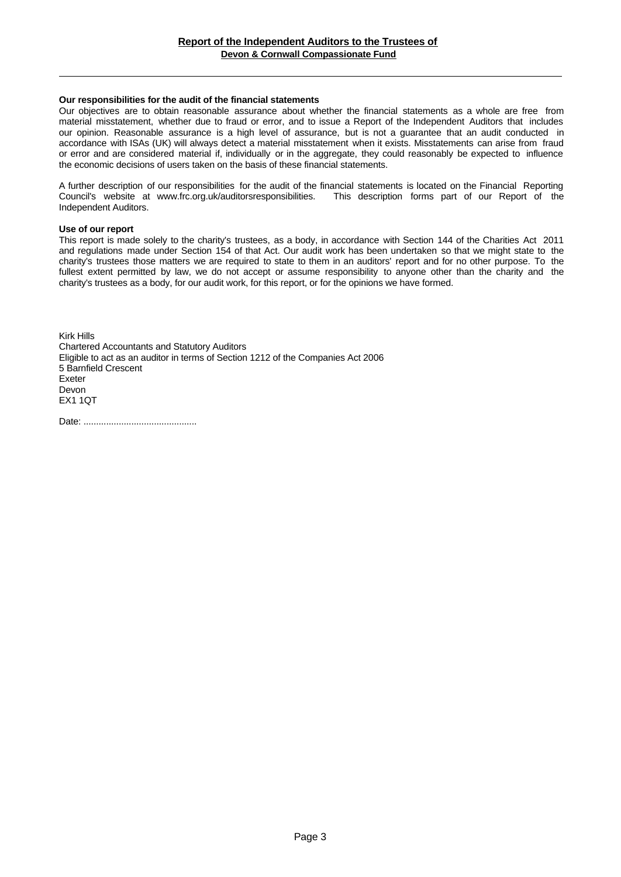## Report of the Independent Auditors to the Trustees of Devon & Cornwall Compassionate Fund

**Our responsibilities for the audit of the financial statements**

Our objectives are to obtain reasonable assurance about whether the financial statements as a whole are free from material misstatement, whether due to fraud or error, and to issue a Report of the Independent Auditors that includes our opinion. Reasonable assurance is a high level of assurance, but is not a guarantee that an audit conducted in accordance with ISAs (UK) will always detect a material misstatement when it exists. Misstatements can arise from fraud or error and are considered material if, individually or in the aggregate, they could reasonably be expected to influence the economic decisions of users taken on the basis of these financial statements.

A further description of our responsibilities for the audit of the financial statements is located on the Financial Reporting Council's website at www.frc.org.uk/auditorsresponsibilities. This description forms part of our Report of the Independent Auditors.

**Use of our report**

This report is made solely to the charity's trustees, as a body, in accordance with Section 144 of the Charities Act 2011 and regulations made under Section 154 of that Act. Our audit work has been undertaken so that we might state to the charity's trustees those matters we are required to state to them in an auditors' report and for no other purpose. To the fullest extent permitted by law, we do not accept or assume responsibility to anyone other than the charity and the charity's trustees as a body, for our audit work, for this report, or for the opinions we have formed.

Kirk Hills
Chartered Accountants and Statutory Auditors
Eligible to act as an auditor in terms of Section 1212 of the Companies Act 2006
5 Barnfield Crescent
Exeter
Devon
EX1 1QT

Date: .............................................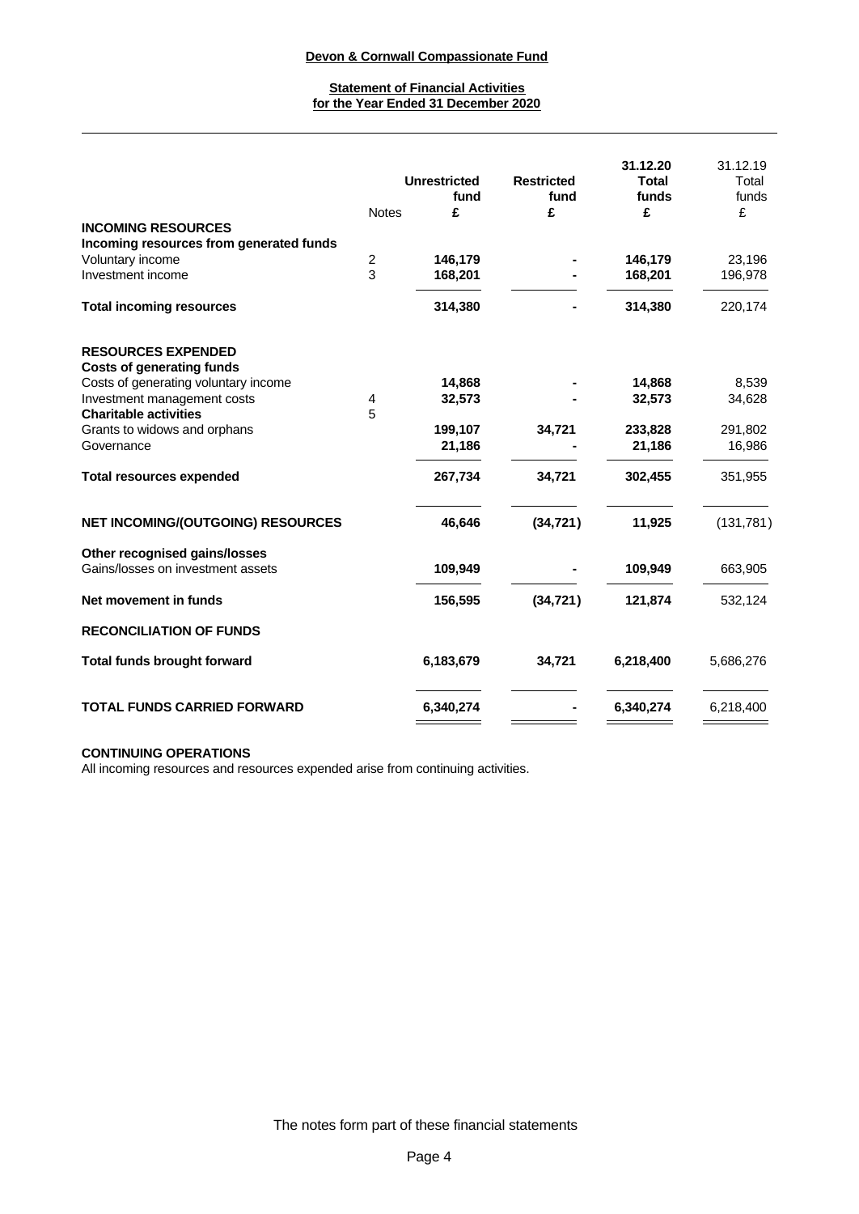**Devon & Cornwall Compassionate Fund**

**Statement of Financial Activities**
**for the Year Ended 31 December 2020**

| | Notes | Unrestricted fund £ | Restricted fund £ | 31.12.20 Total funds £ | 31.12.19 Total funds £ |
|---|---|---|---|---|---|
| **INCOMING RESOURCES** | | | | | |
| **Incoming resources from generated funds** | | | | | |
| Voluntary income | 2 | 146,179 | - | 146,179 | 23,196 |
| Investment income | 3 | 168,201 | - | 168,201 | 196,978 |
| **Total incoming resources** | | 314,380 | - | 314,380 | 220,174 |
| **RESOURCES EXPENDED** | | | | | |
| **Costs of generating funds** | | | | | |
| Costs of generating voluntary income | | 14,868 | - | 14,868 | 8,539 |
| Investment management costs | 4 | 32,573 | - | 32,573 | 34,628 |
| **Charitable activities** | 5 | | | | |
| Grants to widows and orphans | | 199,107 | 34,721 | 233,828 | 291,802 |
| Governance | | 21,186 | - | 21,186 | 16,986 |
| **Total resources expended** | | 267,734 | 34,721 | 302,455 | 351,955 |
| **NET INCOMING/(OUTGOING) RESOURCES** | | 46,646 | (34,721) | 11,925 | (131,781) |
| **Other recognised gains/losses** | | | | | |
| Gains/losses on investment assets | | 109,949 | - | 109,949 | 663,905 |
| **Net movement in funds** | | 156,595 | (34,721) | 121,874 | 532,124 |
| **RECONCILIATION OF FUNDS** | | | | | |
| **Total funds brought forward** | | 6,183,679 | 34,721 | 6,218,400 | 5,686,276 |
| **TOTAL FUNDS CARRIED FORWARD** | | 6,340,274 | - | 6,340,274 | 6,218,400 |

**CONTINUING OPERATIONS**

All incoming resources and resources expended arise from continuing activities.

The notes form part of these financial statements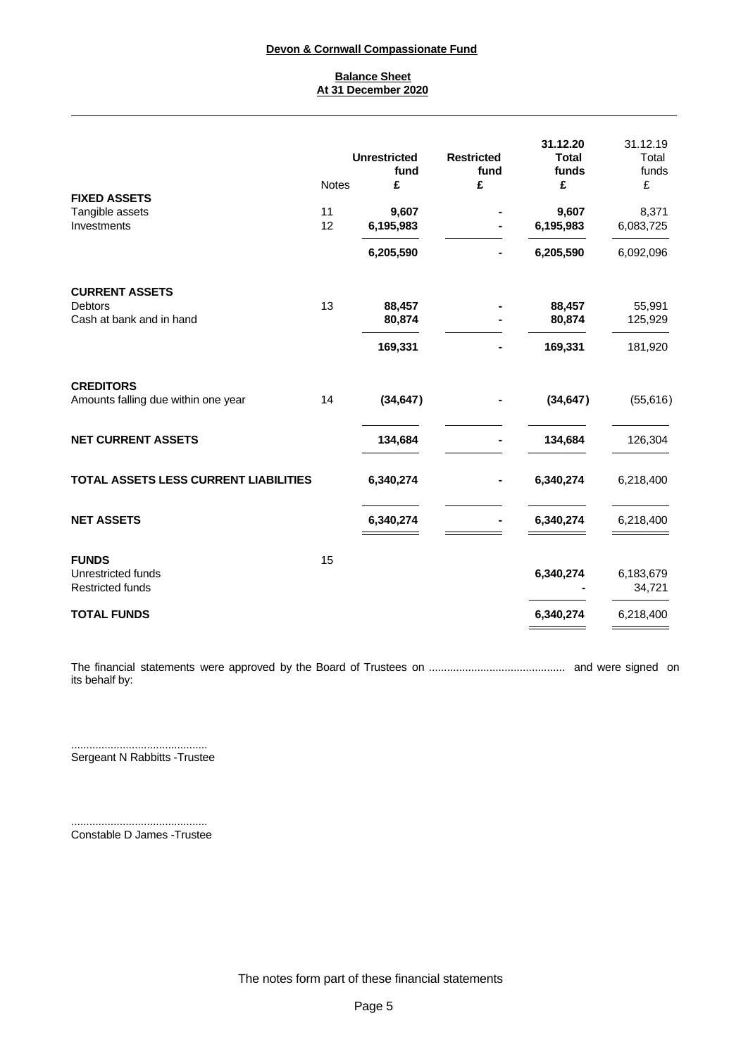# Devon & Cornwall Compassionate Fund

## Balance Sheet
## At 31 December 2020

| | Notes | Unrestricted fund £ | Restricted fund £ | 31.12.20 Total funds £ | 31.12.19 Total funds £ |
|---|---|---|---|---|---|
| **FIXED ASSETS** | | | | | |
| Tangible assets | 11 | **9,607** | **-** | **9,607** | 8,371 |
| Investments | 12 | **6,195,983** | **-** | **6,195,983** | 6,083,725 |
| | | **6,205,590** | **-** | **6,205,590** | 6,092,096 |
| **CURRENT ASSETS** | | | | | |
| Debtors | 13 | **88,457** | **-** | **88,457** | 55,991 |
| Cash at bank and in hand | | **80,874** | **-** | **80,874** | 125,929 |
| | | **169,331** | **-** | **169,331** | 181,920 |
| **CREDITORS** | | | | | |
| Amounts falling due within one year | 14 | **(34,647)** | **-** | **(34,647)** | (55,616) |
| **NET CURRENT ASSETS** | | **134,684** | **-** | **134,684** | 126,304 |
| **TOTAL ASSETS LESS CURRENT LIABILITIES** | | **6,340,274** | **-** | **6,340,274** | 6,218,400 |
| **NET ASSETS** | | **6,340,274** | **-** | **6,340,274** | 6,218,400 |
| **FUNDS** | 15 | | | | |
| Unrestricted funds | | | | **6,340,274** | 6,183,679 |
| Restricted funds | | | | **-** | 34,721 |
| **TOTAL FUNDS** | | | | **6,340,274** | 6,218,400 |

The financial statements were approved by the Board of Trustees on ............................................ and were signed on its behalf by:

.............................................
Sergeant N Rabbitts -Trustee

.............................................
Constable D James -Trustee

The notes form part of these financial statements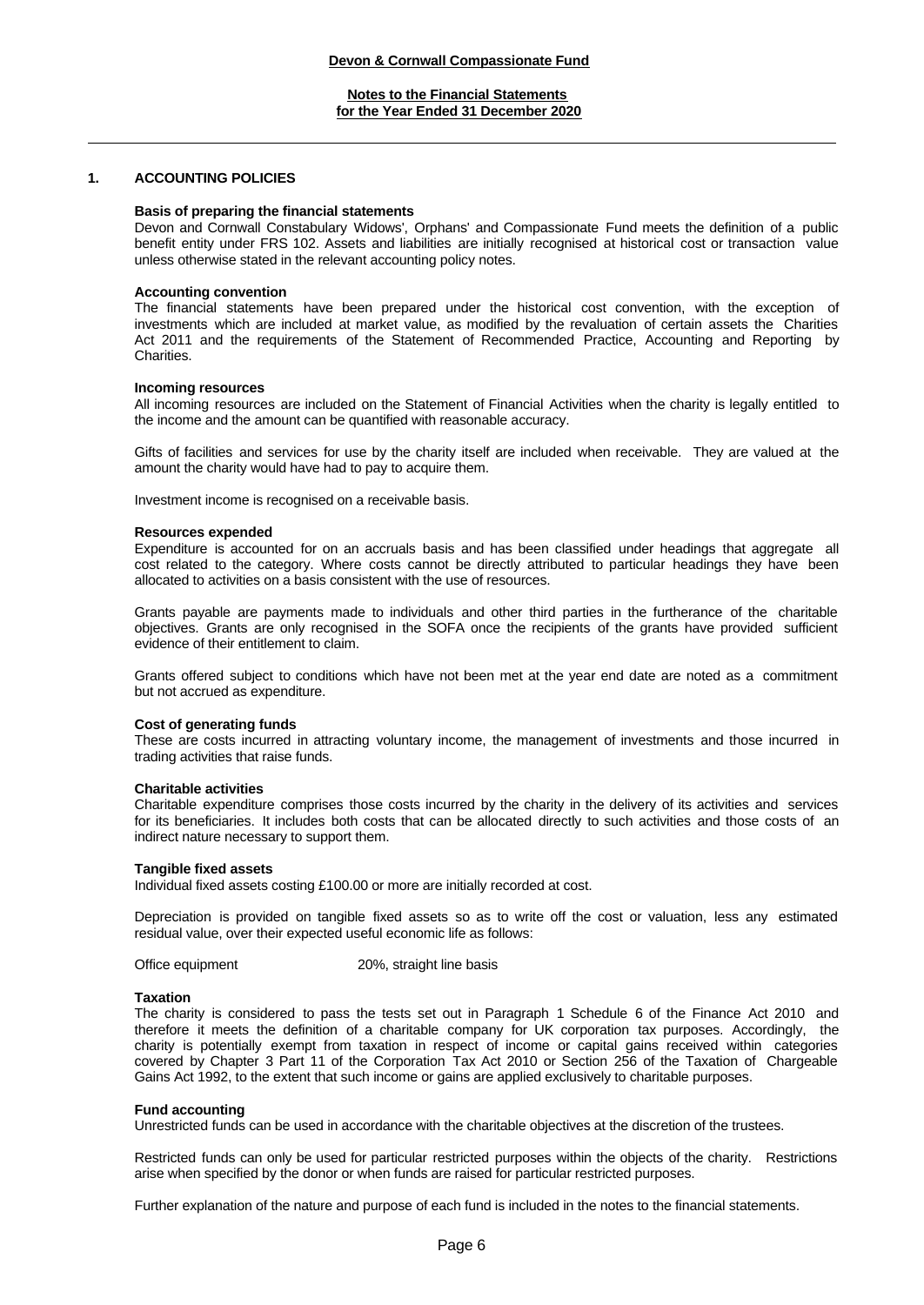## 1. ACCOUNTING POLICIES

**Basis of preparing the financial statements**

Devon and Cornwall Constabulary Widows', Orphans' and Compassionate Fund meets the definition of a public benefit entity under FRS 102. Assets and liabilities are initially recognised at historical cost or transaction value unless otherwise stated in the relevant accounting policy notes.

**Accounting convention**

The financial statements have been prepared under the historical cost convention, with the exception of investments which are included at market value, as modified by the revaluation of certain assets the Charities Act 2011 and the requirements of the Statement of Recommended Practice, Accounting and Reporting by Charities.

**Incoming resources**

All incoming resources are included on the Statement of Financial Activities when the charity is legally entitled to the income and the amount can be quantified with reasonable accuracy.

Gifts of facilities and services for use by the charity itself are included when receivable. They are valued at the amount the charity would have had to pay to acquire them.

Investment income is recognised on a receivable basis.

**Resources expended**

Expenditure is accounted for on an accruals basis and has been classified under headings that aggregate all cost related to the category. Where costs cannot be directly attributed to particular headings they have been allocated to activities on a basis consistent with the use of resources.

Grants payable are payments made to individuals and other third parties in the furtherance of the charitable objectives. Grants are only recognised in the SOFA once the recipients of the grants have provided sufficient evidence of their entitlement to claim.

Grants offered subject to conditions which have not been met at the year end date are noted as a commitment but not accrued as expenditure.

**Cost of generating funds**

These are costs incurred in attracting voluntary income, the management of investments and those incurred in trading activities that raise funds.

**Charitable activities**

Charitable expenditure comprises those costs incurred by the charity in the delivery of its activities and services for its beneficiaries. It includes both costs that can be allocated directly to such activities and those costs of an indirect nature necessary to support them.

**Tangible fixed assets**

Individual fixed assets costing £100.00 or more are initially recorded at cost.

Depreciation is provided on tangible fixed assets so as to write off the cost or valuation, less any estimated residual value, over their expected useful economic life as follows:

Office equipment 20%, straight line basis

**Taxation**

The charity is considered to pass the tests set out in Paragraph 1 Schedule 6 of the Finance Act 2010 and therefore it meets the definition of a charitable company for UK corporation tax purposes. Accordingly, the charity is potentially exempt from taxation in respect of income or capital gains received within categories covered by Chapter 3 Part 11 of the Corporation Tax Act 2010 or Section 256 of the Taxation of Chargeable Gains Act 1992, to the extent that such income or gains are applied exclusively to charitable purposes.

**Fund accounting**

Unrestricted funds can be used in accordance with the charitable objectives at the discretion of the trustees.

Restricted funds can only be used for particular restricted purposes within the objects of the charity. Restrictions arise when specified by the donor or when funds are raised for particular restricted purposes.

Further explanation of the nature and purpose of each fund is included in the notes to the financial statements.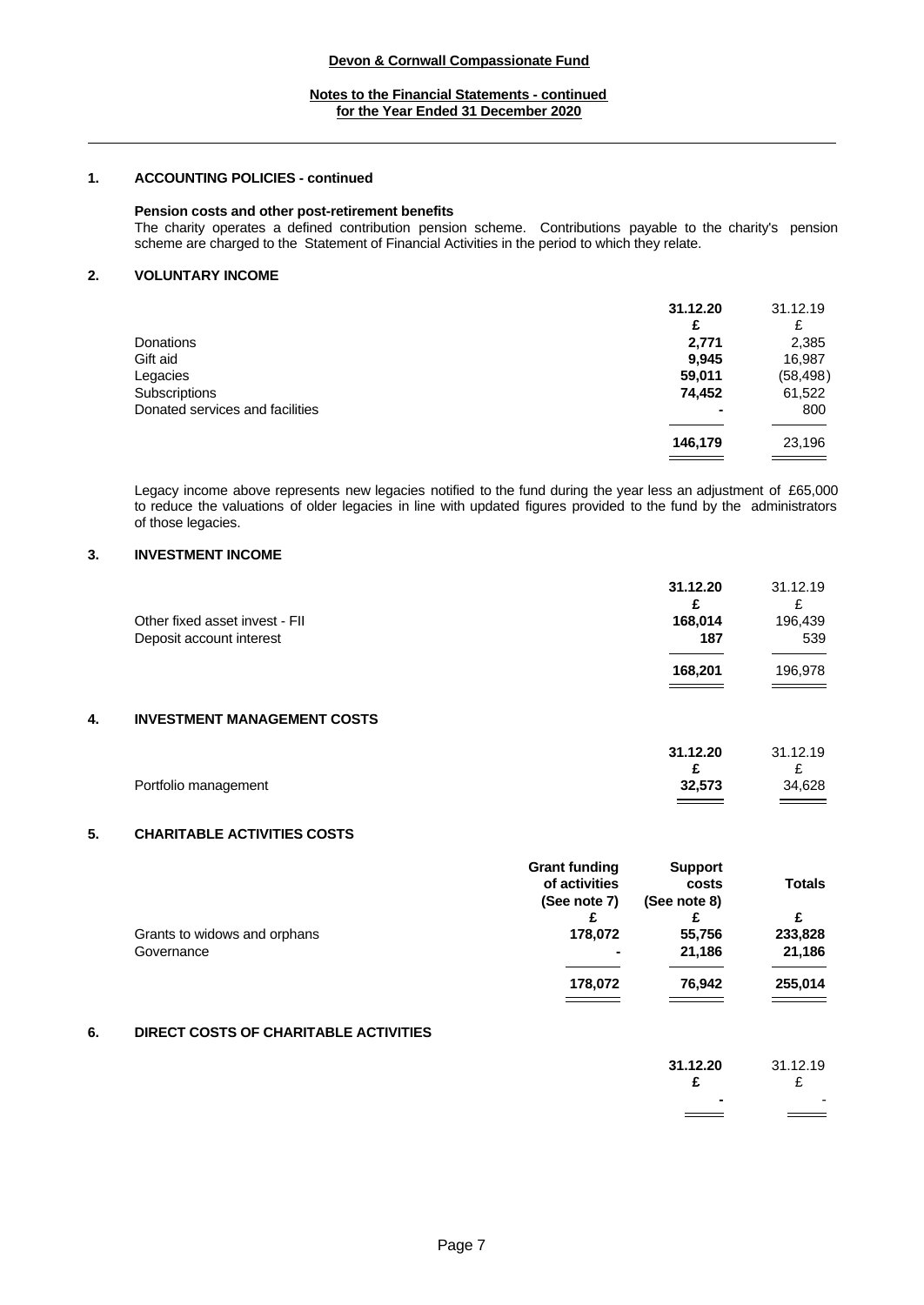**Devon & Cornwall Compassionate Fund**

**Notes to the Financial Statements - continued**
**for the Year Ended 31 December 2020**

## 1. ACCOUNTING POLICIES - continued

**Pension costs and other post-retirement benefits**

The charity operates a defined contribution pension scheme. Contributions payable to the charity's pension scheme are charged to the Statement of Financial Activities in the period to which they relate.

## 2. VOLUNTARY INCOME

| | 31.12.20 | 31.12.19 |
|---|---|---|
| | £ | £ |
| Donations | 2,771 | 2,385 |
| Gift aid | 9,945 | 16,987 |
| Legacies | 59,011 | (58,498) |
| Subscriptions | 74,452 | 61,522 |
| Donated services and facilities | - | 800 |
| | 146,179 | 23,196 |

Legacy income above represents new legacies notified to the fund during the year less an adjustment of £65,000 to reduce the valuations of older legacies in line with updated figures provided to the fund by the administrators of those legacies.

## 3. INVESTMENT INCOME

| | 31.12.20 | 31.12.19 |
|---|---|---|
| | £ | £ |
| Other fixed asset invest - FII | 168,014 | 196,439 |
| Deposit account interest | 187 | 539 |
| | 168,201 | 196,978 |

## 4. INVESTMENT MANAGEMENT COSTS

| | 31.12.20 | 31.12.19 |
|---|---|---|
| | £ | £ |
| Portfolio management | 32,573 | 34,628 |

## 5. CHARITABLE ACTIVITIES COSTS

| | Grant funding of activities (See note 7) | Support costs (See note 8) | Totals |
|---|---|---|---|
| | £ | £ | £ |
| Grants to widows and orphans | 178,072 | 55,756 | 233,828 |
| Governance | - | 21,186 | 21,186 |
| | 178,072 | 76,942 | 255,014 |

## 6. DIRECT COSTS OF CHARITABLE ACTIVITIES

| | 31.12.20 | 31.12.19 |
|---|---|---|
| | £ | £ |
| | - | - |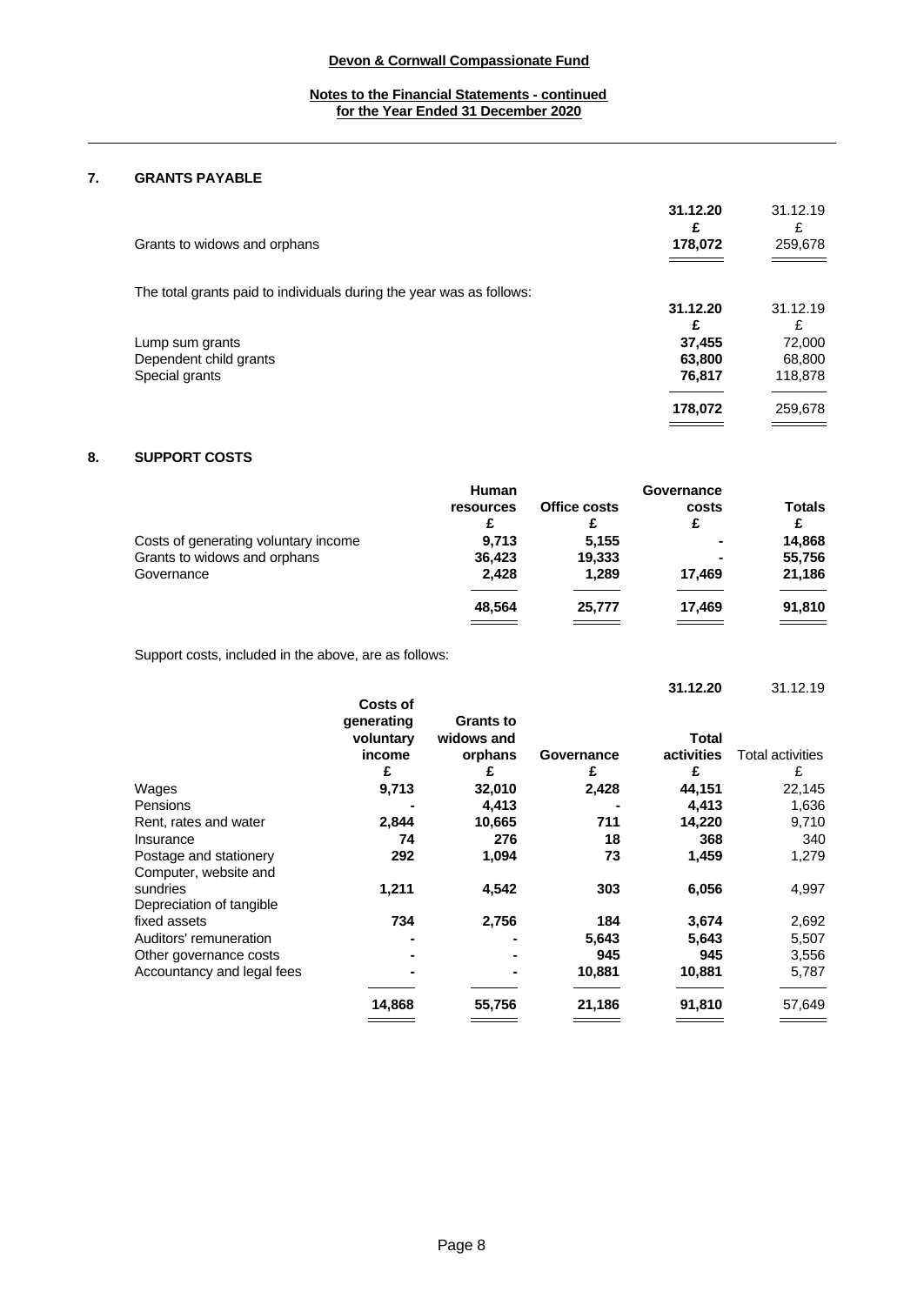**Devon & Cornwall Compassionate Fund**

**Notes to the Financial Statements - continued**
**for the Year Ended 31 December 2020**

## 7. GRANTS PAYABLE

| | 31.12.20 | 31.12.19 |
|---|---|---|
| | £ | £ |
| Grants to widows and orphans | 178,072 | 259,678 |

The total grants paid to individuals during the year was as follows:

| | 31.12.20 | 31.12.19 |
|---|---|---|
| | £ | £ |
| Lump sum grants | 37,455 | 72,000 |
| Dependent child grants | 63,800 | 68,800 |
| Special grants | 76,817 | 118,878 |
| | 178,072 | 259,678 |

## 8. SUPPORT COSTS

| | Human resources | Office costs | Governance costs | Totals |
|---|---|---|---|---|
| | £ | £ | £ | £ |
| Costs of generating voluntary income | 9,713 | 5,155 | - | 14,868 |
| Grants to widows and orphans | 36,423 | 19,333 | - | 55,756 |
| Governance | 2,428 | 1,289 | 17,469 | 21,186 |
| | 48,564 | 25,777 | 17,469 | 91,810 |

Support costs, included in the above, are as follows:

| | | | | 31.12.20 | 31.12.19 |
|---|---|---|---|---|---|
| | Costs of generating voluntary income | Grants to widows and orphans | Governance | Total activities | Total activities |
| | £ | £ | £ | £ | £ |
| Wages | 9,713 | 32,010 | 2,428 | 44,151 | 22,145 |
| Pensions | - | 4,413 | - | 4,413 | 1,636 |
| Rent, rates and water | 2,844 | 10,665 | 711 | 14,220 | 9,710 |
| Insurance | 74 | 276 | 18 | 368 | 340 |
| Postage and stationery | 292 | 1,094 | 73 | 1,459 | 1,279 |
| Computer, website and sundries | 1,211 | 4,542 | 303 | 6,056 | 4,997 |
| Depreciation of tangible fixed assets | 734 | 2,756 | 184 | 3,674 | 2,692 |
| Auditors' remuneration | - | - | 5,643 | 5,643 | 5,507 |
| Other governance costs | - | - | 945 | 945 | 3,556 |
| Accountancy and legal fees | - | - | 10,881 | 10,881 | 5,787 |
| | 14,868 | 55,756 | 21,186 | 91,810 | 57,649 |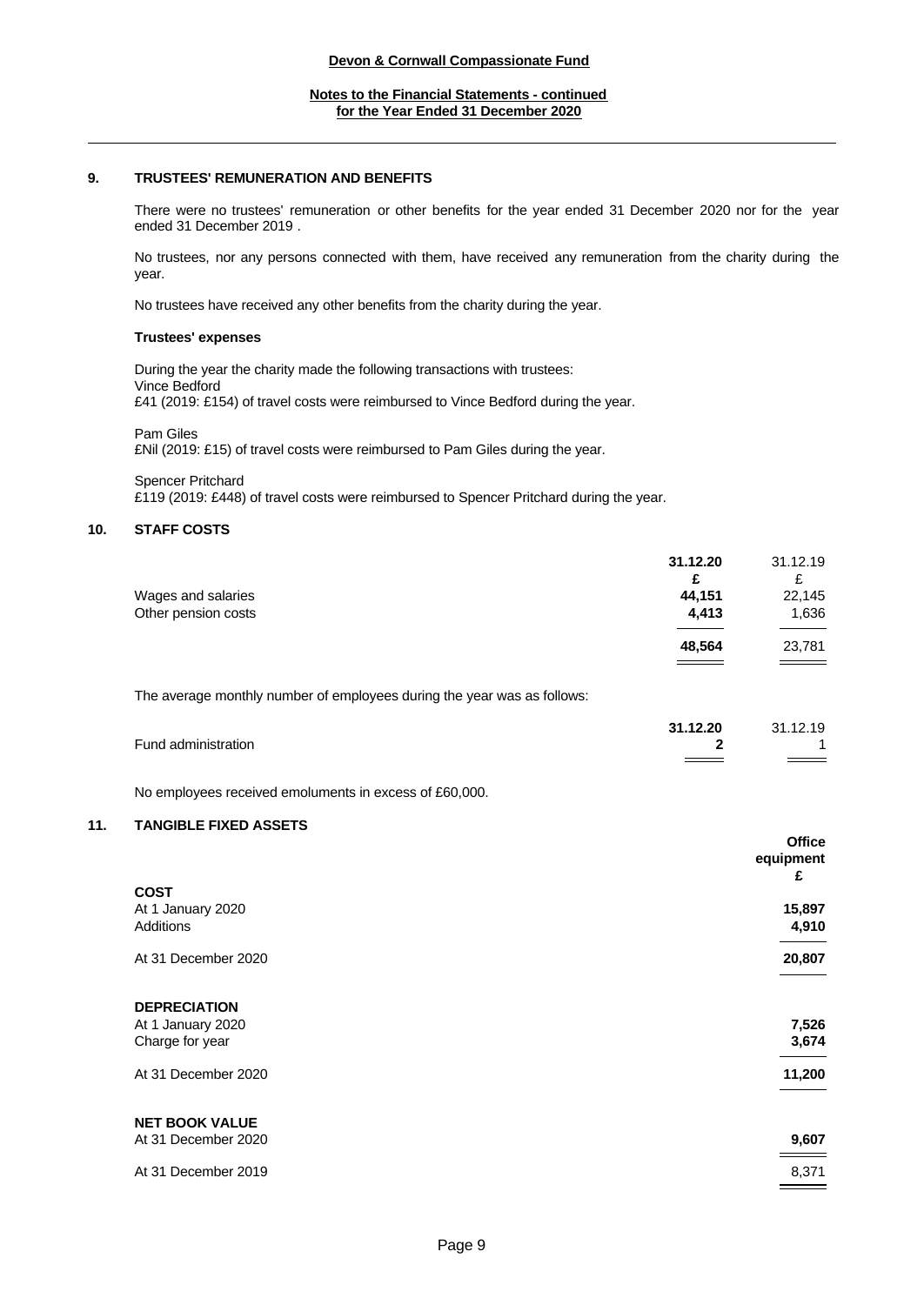## 9. TRUSTEES' REMUNERATION AND BENEFITS

There were no trustees' remuneration or other benefits for the year ended 31 December 2020 nor for the year ended 31 December 2019 .

No trustees, nor any persons connected with them, have received any remuneration from the charity during the year.

No trustees have received any other benefits from the charity during the year.

**Trustees' expenses**

During the year the charity made the following transactions with trustees:
Vince Bedford
£41 (2019: £154) of travel costs were reimbursed to Vince Bedford during the year.

Pam Giles
£Nil (2019: £15) of travel costs were reimbursed to Pam Giles during the year.

Spencer Pritchard
£119 (2019: £448) of travel costs were reimbursed to Spencer Pritchard during the year.

## 10. STAFF COSTS

| | **31.12.20** | 31.12.19 |
|---|---|---|
| | **£** | £ |
| Wages and salaries | **44,151** | 22,145 |
| Other pension costs | **4,413** | 1,636 |
| | **48,564** | 23,781 |

The average monthly number of employees during the year was as follows:

| | **31.12.20** | 31.12.19 |
|---|---|---|
| Fund administration | **2** | 1 |

No employees received emoluments in excess of £60,000.

## 11. TANGIBLE FIXED ASSETS

| | **Office equipment** |
|---|---|
| | **£** |
| **COST** | |
| At 1 January 2020 | **15,897** |
| Additions | **4,910** |
| At 31 December 2020 | **20,807** |
| **DEPRECIATION** | |
| At 1 January 2020 | **7,526** |
| Charge for year | **3,674** |
| At 31 December 2020 | **11,200** |
| **NET BOOK VALUE** | |
| At 31 December 2020 | **9,607** |
| At 31 December 2019 | 8,371 |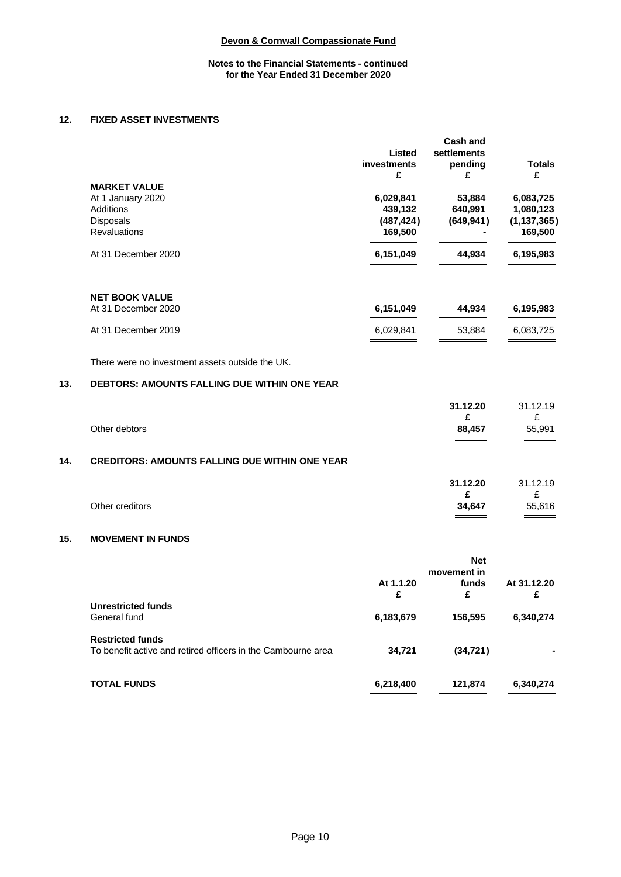## 12. FIXED ASSET INVESTMENTS

| | Listed investments £ | Cash and settlements pending £ | Totals £ |
|---|---|---|---|
| **MARKET VALUE** | | | |
| At 1 January 2020 | 6,029,841 | 53,884 | 6,083,725 |
| Additions | 439,132 | 640,991 | 1,080,123 |
| Disposals | (487,424) | (649,941) | (1,137,365) |
| Revaluations | 169,500 | - | 169,500 |
| At 31 December 2020 | 6,151,049 | 44,934 | 6,195,983 |
| **NET BOOK VALUE** | | | |
| At 31 December 2020 | 6,151,049 | 44,934 | 6,195,983 |
| At 31 December 2019 | 6,029,841 | 53,884 | 6,083,725 |

There were no investment assets outside the UK.

## 13. DEBTORS: AMOUNTS FALLING DUE WITHIN ONE YEAR

| | 31.12.20 £ | 31.12.19 £ |
|---|---|---|
| Other debtors | 88,457 | 55,991 |

## 14. CREDITORS: AMOUNTS FALLING DUE WITHIN ONE YEAR

| | 31.12.20 £ | 31.12.19 £ |
|---|---|---|
| Other creditors | 34,647 | 55,616 |

## 15. MOVEMENT IN FUNDS

| | At 1.1.20 £ | Net movement in funds £ | At 31.12.20 £ |
|---|---|---|---|
| **Unrestricted funds** | | | |
| General fund | 6,183,679 | 156,595 | 6,340,274 |
| **Restricted funds** | | | |
| To benefit active and retired officers in the Cambourne area | 34,721 | (34,721) | - |
| **TOTAL FUNDS** | 6,218,400 | 121,874 | 6,340,274 |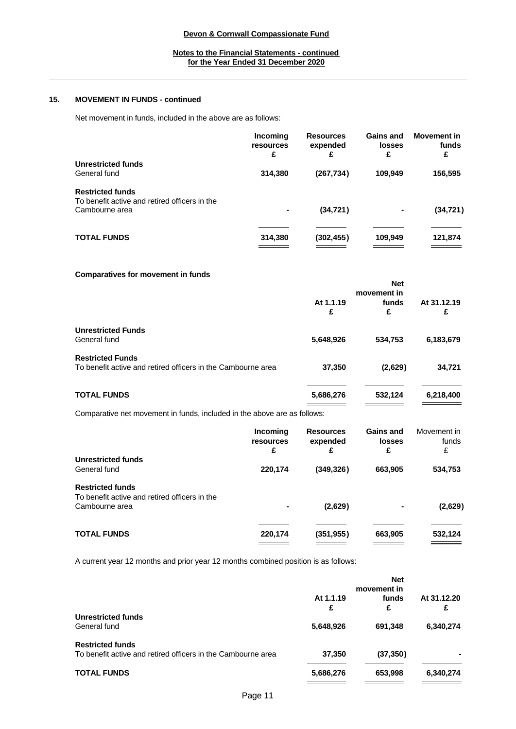### 15. MOVEMENT IN FUNDS - continued

Net movement in funds, included in the above are as follows:

| | Incoming resources £ | Resources expended £ | Gains and losses £ | Movement in funds £ |
|---|---|---|---|---|
| **Unrestricted funds** | | | | |
| General fund | **314,380** | **(267,734)** | **109,949** | **156,595** |
| **Restricted funds** | | | | |
| To benefit active and retired officers in the Cambourne area | **-** | **(34,721)** | **-** | **(34,721)** |
| **TOTAL FUNDS** | **314,380** | **(302,455)** | **109,949** | **121,874** |

**Comparatives for movement in funds**

| | At 1.1.19 £ | Net movement in funds £ | At 31.12.19 £ |
|---|---|---|---|
| **Unrestricted Funds** | | | |
| General fund | **5,648,926** | **534,753** | **6,183,679** |
| **Restricted Funds** | | | |
| To benefit active and retired officers in the Cambourne area | **37,350** | **(2,629)** | **34,721** |
| **TOTAL FUNDS** | **5,686,276** | **532,124** | **6,218,400** |

Comparative net movement in funds, included in the above are as follows:

| | Incoming resources £ | Resources expended £ | Gains and losses £ | Movement in funds £ |
|---|---|---|---|---|
| **Unrestricted funds** | | | | |
| General fund | **220,174** | **(349,326)** | **663,905** | **534,753** |
| **Restricted funds** | | | | |
| To benefit active and retired officers in the Cambourne area | **-** | **(2,629)** | **-** | **(2,629)** |
| **TOTAL FUNDS** | **220,174** | **(351,955)** | **663,905** | **532,124** |

A current year 12 months and prior year 12 months combined position is as follows:

| | At 1.1.19 £ | Net movement in funds £ | At 31.12.20 £ |
|---|---|---|---|
| **Unrestricted funds** | | | |
| General fund | **5,648,926** | **691,348** | **6,340,274** |
| **Restricted funds** | | | |
| To benefit active and retired officers in the Cambourne area | **37,350** | **(37,350)** | **-** |
| **TOTAL FUNDS** | **5,686,276** | **653,998** | **6,340,274** |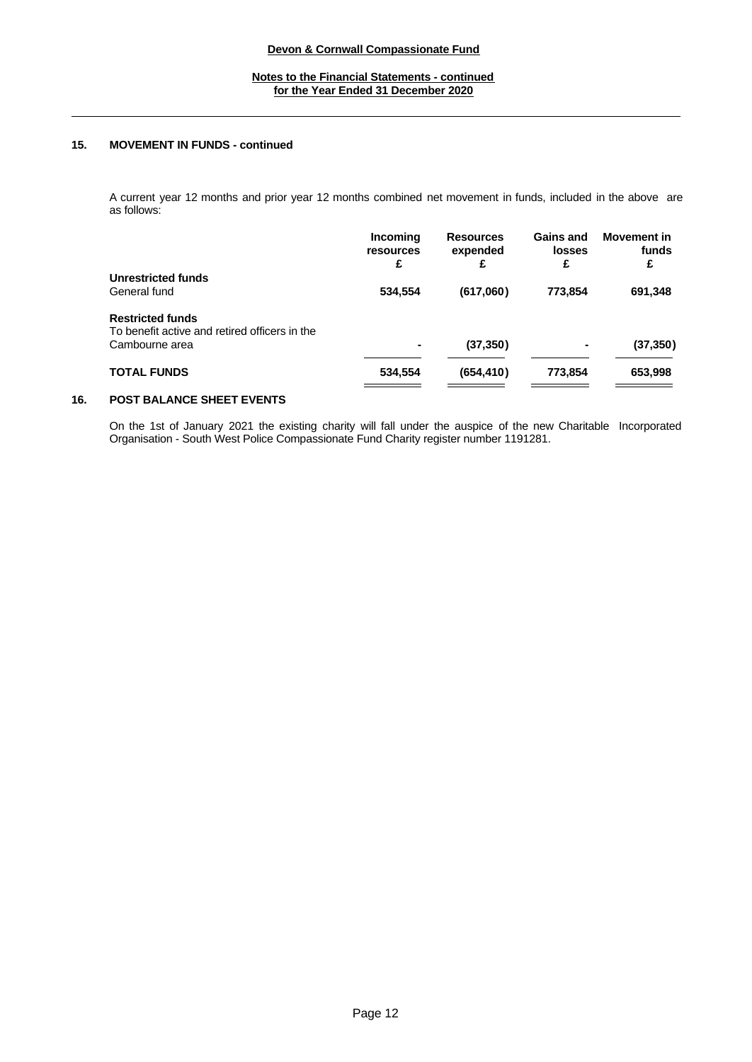## 15. MOVEMENT IN FUNDS - continued

A current year 12 months and prior year 12 months combined net movement in funds, included in the above are as follows:

| | Incoming resources £ | Resources expended £ | Gains and losses £ | Movement in funds £ |
|---|---|---|---|---|
| **Unrestricted funds** | | | | |
| General fund | **534,554** | **(617,060)** | **773,854** | **691,348** |
| **Restricted funds** | | | | |
| To benefit active and retired officers in the Cambourne area | **-** | **(37,350)** | **-** | **(37,350)** |
| **TOTAL FUNDS** | **534,554** | **(654,410)** | **773,854** | **653,998** |

## 16. POST BALANCE SHEET EVENTS

On the 1st of January 2021 the existing charity will fall under the auspice of the new Charitable Incorporated Organisation - South West Police Compassionate Fund Charity register number 1191281.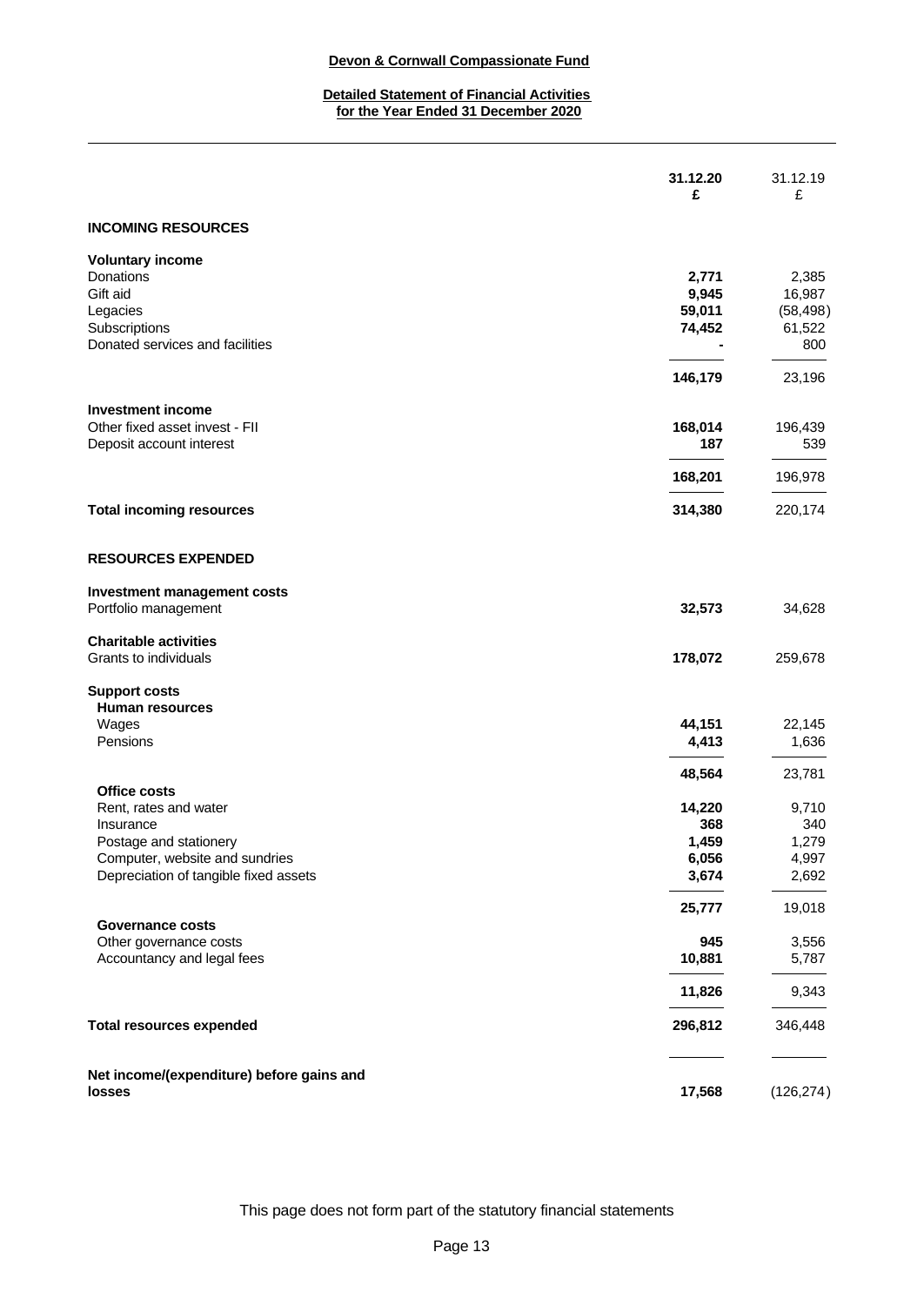**Devon & Cornwall Compassionate Fund**

**Detailed Statement of Financial Activities for the Year Ended 31 December 2020**

| | 31.12.20 £ | 31.12.19 £ |
|---|---|---|
| **INCOMING RESOURCES** | | |
| **Voluntary income** | | |
| Donations | **2,771** | 2,385 |
| Gift aid | **9,945** | 16,987 |
| Legacies | **59,011** | (58,498) |
| Subscriptions | **74,452** | 61,522 |
| Donated services and facilities | **-** | 800 |
| | **146,179** | 23,196 |
| **Investment income** | | |
| Other fixed asset invest - FII | **168,014** | 196,439 |
| Deposit account interest | **187** | 539 |
| | **168,201** | 196,978 |
| **Total incoming resources** | **314,380** | 220,174 |
| **RESOURCES EXPENDED** | | |
| **Investment management costs** | | |
| Portfolio management | **32,573** | 34,628 |
| **Charitable activities** | | |
| Grants to individuals | **178,072** | 259,678 |
| **Support costs** | | |
| **Human resources** | | |
| Wages | **44,151** | 22,145 |
| Pensions | **4,413** | 1,636 |
| | **48,564** | 23,781 |
| **Office costs** | | |
| Rent, rates and water | **14,220** | 9,710 |
| Insurance | **368** | 340 |
| Postage and stationery | **1,459** | 1,279 |
| Computer, website and sundries | **6,056** | 4,997 |
| Depreciation of tangible fixed assets | **3,674** | 2,692 |
| | **25,777** | 19,018 |
| **Governance costs** | | |
| Other governance costs | **945** | 3,556 |
| Accountancy and legal fees | **10,881** | 5,787 |
| | **11,826** | 9,343 |
| **Total resources expended** | **296,812** | 346,448 |
| **Net income/(expenditure) before gains and losses** | **17,568** | (126,274) |

This page does not form part of the statutory financial statements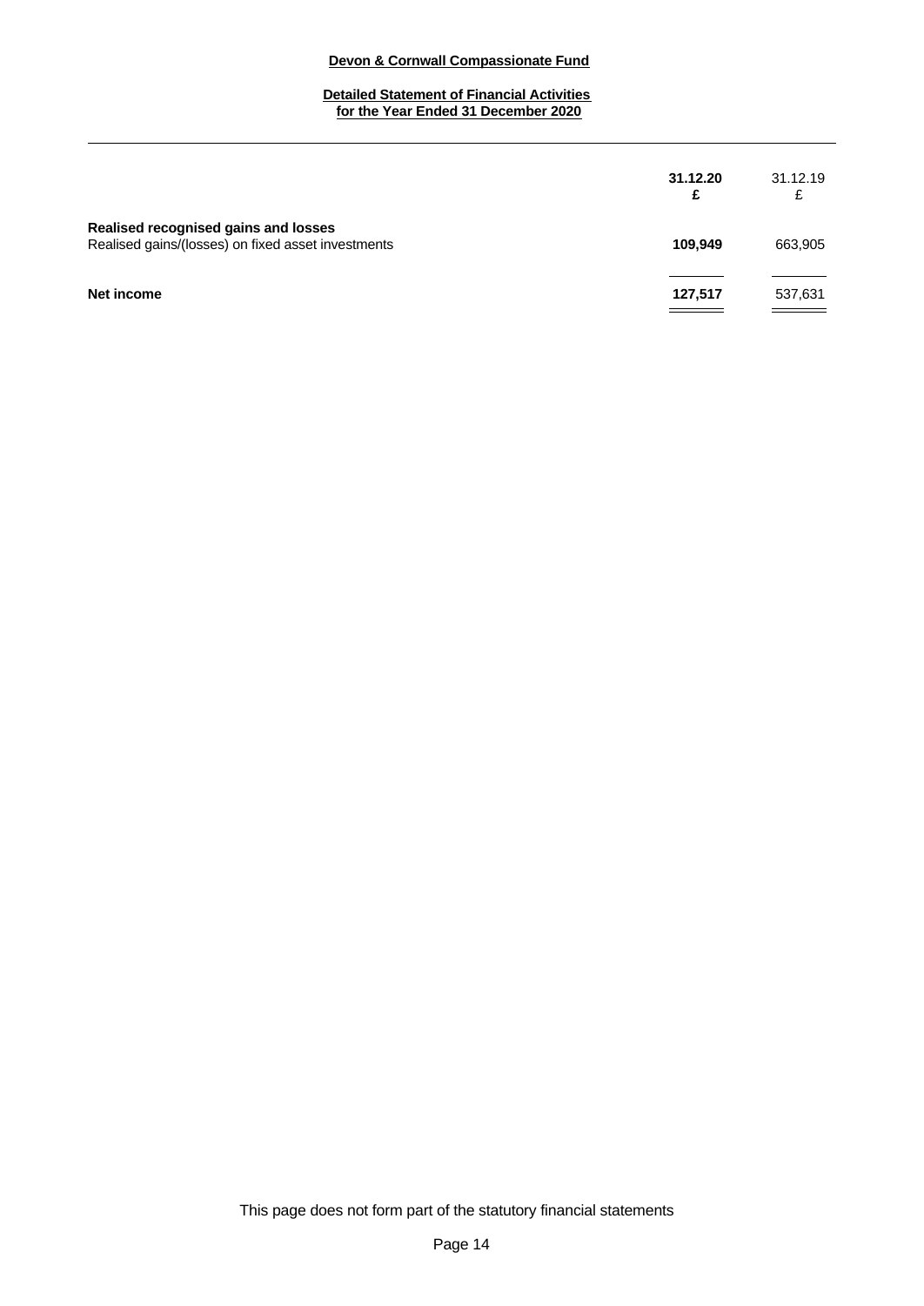**Devon & Cornwall Compassionate Fund**

**Detailed Statement of Financial Activities for the Year Ended 31 December 2020**

| | 31.12.20 £ | 31.12.19 £ |
|---|---|---|
| **Realised recognised gains and losses** | | |
| Realised gains/(losses) on fixed asset investments | **109,949** | 663,905 |
| **Net income** | **127,517** | 537,631 |

This page does not form part of the statutory financial statements